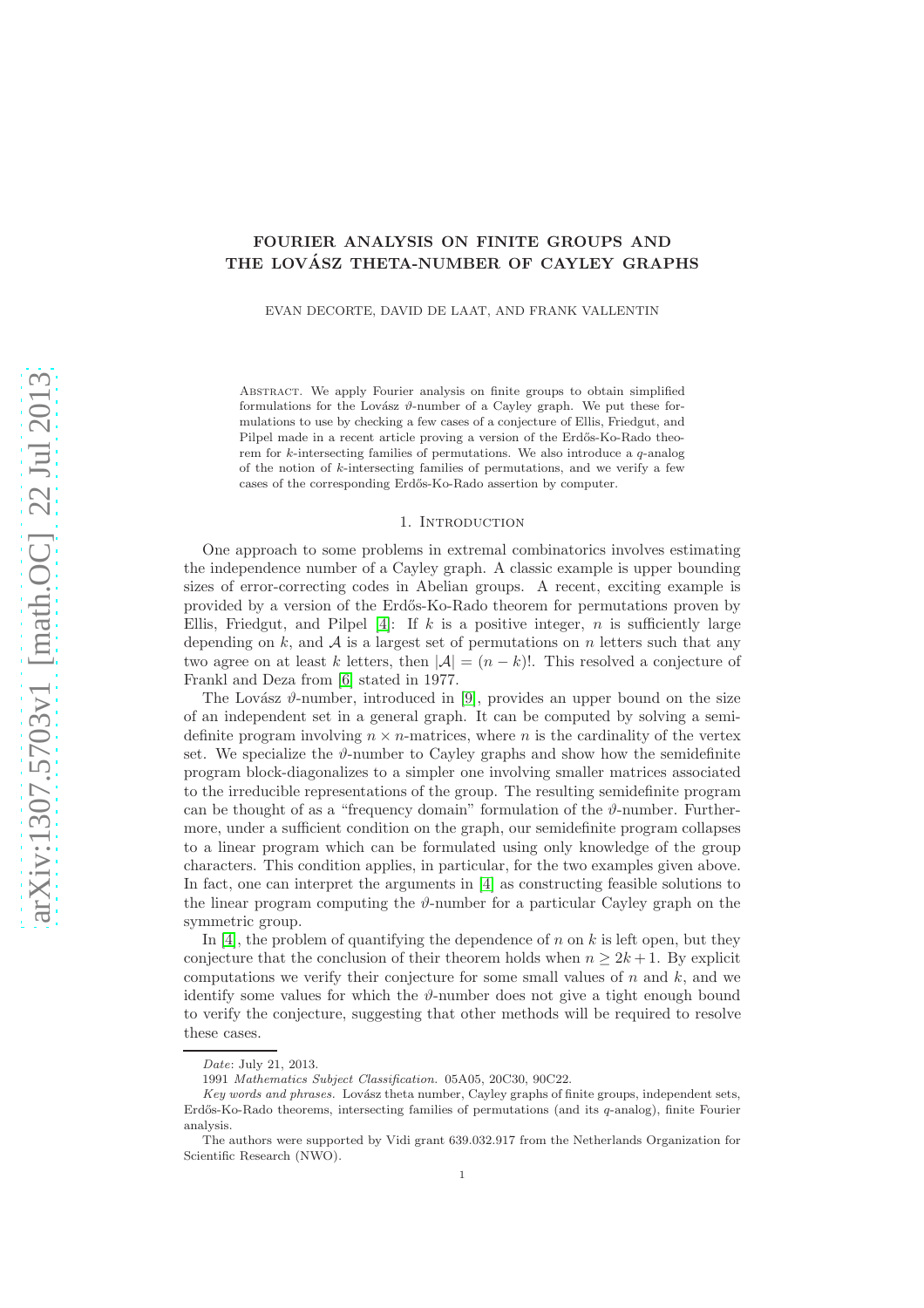# FOURIER ANALYSIS ON FINITE GROUPS AND THE LOVÁSZ THETA-NUMBER OF CAYLEY GRAPHS

EVAN DECORTE, DAVID DE LAAT, AND FRANK VALLENTIN

Abstract. We apply Fourier analysis on finite groups to obtain simplified formulations for the Lovász $\vartheta$-number of a Cayley graph. We put these formulations to use by checking a few cases of a conjecture of Ellis, Friedgut, and Pilpel made in a recent article proving a version of the Erdős-Ko-Rado theorem for $k$-intersecting families of permutations. We also introduce a $q$-analog of the notion of $k$-intersecting families of permutations, and we verify a few cases of the corresponding Erdős-Ko-Rado assertion by computer.

## 1. Introduction

One approach to some problems in extremal combinatorics involves estimating the independence number of a Cayley graph. A classic example is upper bounding sizes of error-correcting codes in Abelian groups. A recent, exciting example is provided by a version of the Erdős-Ko-Rado theorem for permutations proven by Ellis, Friedgut, and Pilpel [4]: If $k$ is a positive integer, $n$ is sufficiently large depending on $k$, and $\mathcal{A}$ is a largest set of permutations on $n$ letters such that any two agree on at least $k$ letters, then $|\mathcal{A}| = (n-k)!$. This resolved a conjecture of Frankl and Deza from [6] stated in 1977.

The Lovász $\vartheta$-number, introduced in [9], provides an upper bound on the size of an independent set in a general graph. It can be computed by solving a semidefinite program involving $n \times n$-matrices, where $n$ is the cardinality of the vertex set. We specialize the $\vartheta$-number to Cayley graphs and show how the semidefinite program block-diagonalizes to a simpler one involving smaller matrices associated to the irreducible representations of the group. The resulting semidefinite program can be thought of as a "frequency domain" formulation of the $\vartheta$-number. Furthermore, under a sufficient condition on the graph, our semidefinite program collapses to a linear program which can be formulated using only knowledge of the group characters. This condition applies, in particular, for the two examples given above. In fact, one can interpret the arguments in [4] as constructing feasible solutions to the linear program computing the $\vartheta$-number for a particular Cayley graph on the symmetric group.

In [4], the problem of quantifying the dependence of $n$ on $k$ is left open, but they conjecture that the conclusion of their theorem holds when $n \geq 2k+1$. By explicit computations we verify their conjecture for some small values of $n$ and $k$, and we identify some values for which the $\vartheta$-number does not give a tight enough bound to verify the conjecture, suggesting that other methods will be required to resolve these cases.

*Date*: July 21, 2013.

1991 *Mathematics Subject Classification.* 05A05, 20C30, 90C22.

*Key words and phrases.* Lovász theta number, Cayley graphs of finite groups, independent sets, Erdős-Ko-Rado theorems, intersecting families of permutations (and its $q$-analog), finite Fourier analysis.

The authors were supported by Vidi grant 639.032.917 from the Netherlands Organization for Scientific Research (NWO).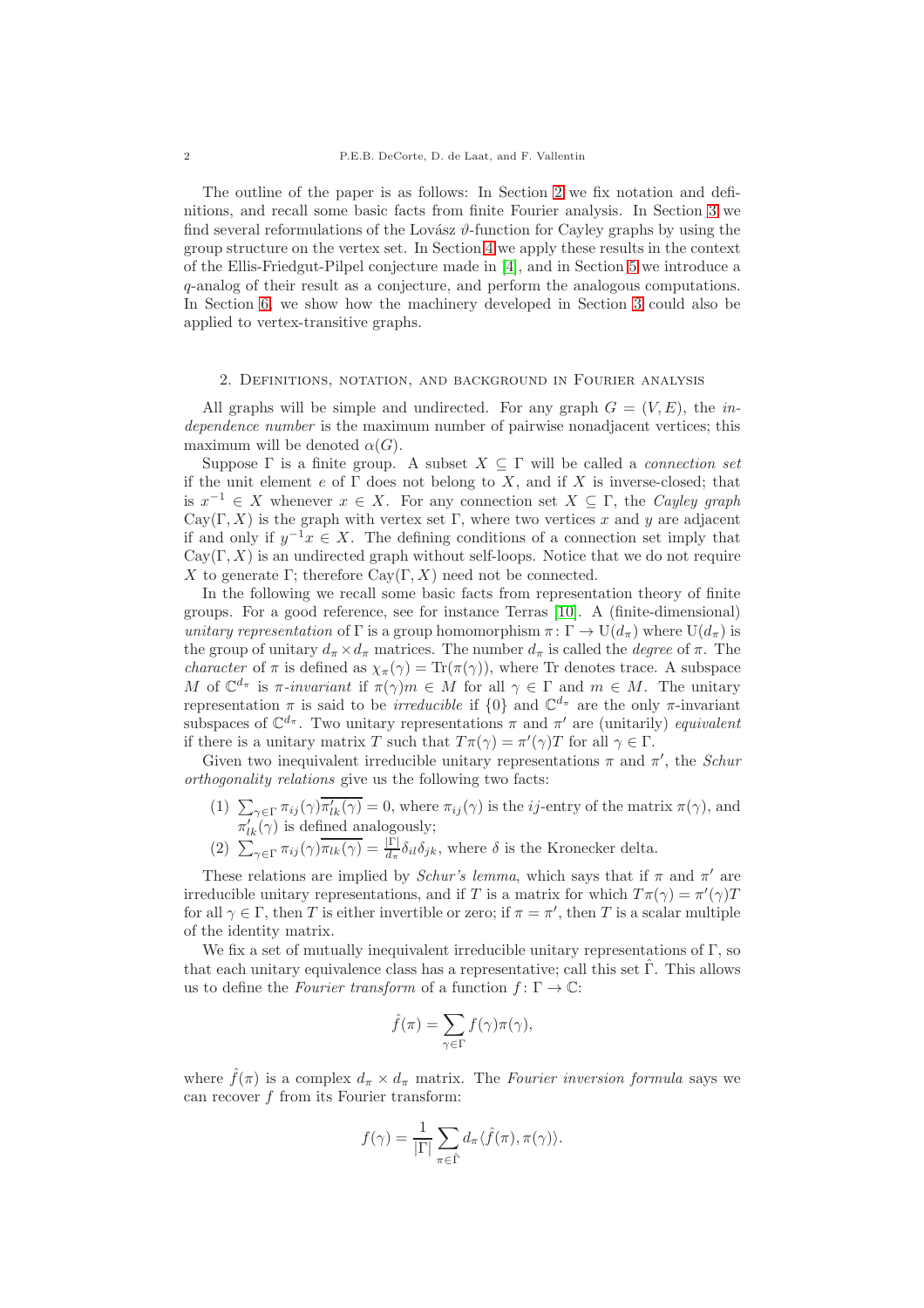The outline of the paper is as follows: In Section 2 we fix notation and definitions, and recall some basic facts from finite Fourier analysis. In Section 3 we find several reformulations of the Lovász $\vartheta$-function for Cayley graphs by using the group structure on the vertex set. In Section 4 we apply these results in the context of the Ellis-Friedgut-Pilpel conjecture made in [4], and in Section 5 we introduce a $q$-analog of their result as a conjecture, and perform the analogous computations. In Section 6, we show how the machinery developed in Section 3 could also be applied to vertex-transitive graphs.

## 2. Definitions, notation, and background in Fourier analysis

All graphs will be simple and undirected. For any graph $G = (V, E)$, the *independence number* is the maximum number of pairwise nonadjacent vertices; this maximum will be denoted $\alpha(G)$.

Suppose $\Gamma$ is a finite group. A subset $X \subseteq \Gamma$ will be called a *connection set* if the unit element $e$ of $\Gamma$ does not belong to $X$, and if $X$ is inverse-closed; that is $x^{-1} \in X$ whenever $x \in X$. For any connection set $X \subseteq \Gamma$, the *Cayley graph* $\mathrm{Cay}(\Gamma, X)$ is the graph with vertex set $\Gamma$, where two vertices $x$ and $y$ are adjacent if and only if $y^{-1}x \in X$. The defining conditions of a connection set imply that $\mathrm{Cay}(\Gamma, X)$ is an undirected graph without self-loops. Notice that we do not require $X$ to generate $\Gamma$; therefore $\mathrm{Cay}(\Gamma, X)$ need not be connected.

In the following we recall some basic facts from representation theory of finite groups. For a good reference, see for instance Terras [10]. A (finite-dimensional) *unitary representation* of $\Gamma$ is a group homomorphism $\pi \colon \Gamma \to \mathrm{U}(d_\pi)$ where $\mathrm{U}(d_\pi)$ is the group of unitary $d_\pi \times d_\pi$ matrices. The number $d_\pi$ is called the *degree* of $\pi$. The *character* of $\pi$ is defined as $\chi_\pi(\gamma) = \mathrm{Tr}(\pi(\gamma))$, where Tr denotes trace. A subspace $M$ of $\mathbb{C}^{d_\pi}$ is *$\pi$-invariant* if $\pi(\gamma)m \in M$ for all $\gamma \in \Gamma$ and $m \in M$. The unitary representation $\pi$ is said to be *irreducible* if $\{0\}$ and $\mathbb{C}^{d_\pi}$ are the only $\pi$-invariant subspaces of $\mathbb{C}^{d_\pi}$. Two unitary representations $\pi$ and $\pi'$ are (unitarily) *equivalent* if there is a unitary matrix $T$ such that $T\pi(\gamma) = \pi'(\gamma)T$ for all $\gamma \in \Gamma$.

Given two inequivalent irreducible unitary representations $\pi$ and $\pi'$, the *Schur orthogonality relations* give us the following two facts:

1. $\sum_{\gamma \in \Gamma} \pi_{ij}(\gamma)\overline{\pi'_{lk}(\gamma)} = 0$, where $\pi_{ij}(\gamma)$ is the $ij$-entry of the matrix $\pi(\gamma)$, and $\pi'_{lk}(\gamma)$ is defined analogously;
2. $\sum_{\gamma \in \Gamma} \pi_{ij}(\gamma)\overline{\pi_{lk}(\gamma)} = \frac{|\Gamma|}{d_\pi}\delta_{il}\delta_{jk}$, where $\delta$ is the Kronecker delta.

These relations are implied by *Schur's lemma*, which says that if $\pi$ and $\pi'$ are irreducible unitary representations, and if $T$ is a matrix for which $T\pi(\gamma) = \pi'(\gamma)T$ for all $\gamma \in \Gamma$, then $T$ is either invertible or zero; if $\pi = \pi'$, then $T$ is a scalar multiple of the identity matrix.

We fix a set of mutually inequivalent irreducible unitary representations of $\Gamma$, so that each unitary equivalence class has a representative; call this set $\hat{\Gamma}$. This allows us to define the *Fourier transform* of a function $f \colon \Gamma \to \mathbb{C}$:

$$\hat{f}(\pi) = \sum_{\gamma \in \Gamma} f(\gamma)\pi(\gamma),$$

where $\hat{f}(\pi)$ is a complex $d_\pi \times d_\pi$ matrix. The *Fourier inversion formula* says we can recover $f$ from its Fourier transform:

$$f(\gamma) = \frac{1}{|\Gamma|}\sum_{\pi \in \hat{\Gamma}} d_\pi \langle \hat{f}(\pi), \pi(\gamma)\rangle.$$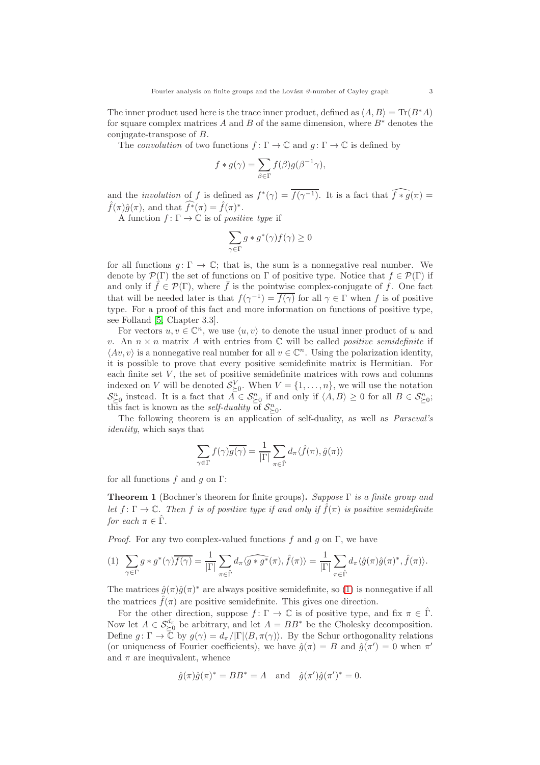The inner product used here is the trace inner product, defined as $\langle A, B\rangle = \operatorname{Tr}(B^*A)$ for square complex matrices $A$ and $B$ of the same dimension, where $B^*$ denotes the conjugate-transpose of $B$.

The *convolution* of two functions $f\colon \Gamma \to \mathbb{C}$ and $g\colon \Gamma \to \mathbb{C}$ is defined by

$$f * g(\gamma) = \sum_{\beta\in\Gamma} f(\beta)g(\beta^{-1}\gamma),$$

and the *involution* of $f$ is defined as $f^*(\gamma) = \overline{f(\gamma^{-1})}$. It is a fact that $\widehat{f * g}(\pi) = \hat{f}(\pi)\hat{g}(\pi)$, and that $\widehat{f^*}(\pi) = \hat{f}(\pi)^*$.

A function $f\colon \Gamma \to \mathbb{C}$ is of *positive type* if

$$\sum_{\gamma\in\Gamma} g * g^*(\gamma) f(\gamma) \geq 0$$

for all functions $g\colon \Gamma \to \mathbb{C}$; that is, the sum is a nonnegative real number. We denote by $\mathcal{P}(\Gamma)$ the set of functions on $\Gamma$ of positive type. Notice that $f \in \mathcal{P}(\Gamma)$ if and only if $\bar{f} \in \mathcal{P}(\Gamma)$, where $\bar{f}$ is the pointwise complex-conjugate of $f$. One fact that will be needed later is that $f(\gamma^{-1}) = \overline{f(\gamma)}$ for all $\gamma \in \Gamma$ when $f$ is of positive type. For a proof of this fact and more information on functions of positive type, see Folland [5, Chapter 3.3].

For vectors $u, v \in \mathbb{C}^n$, we use $\langle u, v\rangle$ to denote the usual inner product of $u$ and $v$. An $n \times n$ matrix $A$ with entries from $\mathbb{C}$ will be called *positive semidefinite* if $\langle Av, v\rangle$ is a nonnegative real number for all $v \in \mathbb{C}^n$. Using the polarization identity, it is possible to prove that every positive semidefinite matrix is Hermitian. For each finite set $V$, the set of positive semidefinite matrices with rows and columns indexed on $V$ will be denoted $\mathcal{S}^V_{\succeq 0}$. When $V = \{1, \ldots, n\}$, we will use the notation $\mathcal{S}^n_{\succeq 0}$ instead. It is a fact that $A \in \mathcal{S}^n_{\succeq 0}$ if and only if $\langle A, B\rangle \geq 0$ for all $B \in \mathcal{S}^n_{\succeq 0}$; this fact is known as the *self-duality* of $\mathcal{S}^n_{\succeq 0}$.

The following theorem is an application of self-duality, as well as *Parseval's identity*, which says that

$$\sum_{\gamma\in\Gamma} f(\gamma)\overline{g(\gamma)} = \frac{1}{|\Gamma|}\sum_{\pi\in\hat{\Gamma}} d_\pi \langle \hat{f}(\pi), \hat{g}(\pi)\rangle$$

for all functions $f$ and $g$ on $\Gamma$:

**Theorem 1** (Bochner's theorem for finite groups)**.** *Suppose $\Gamma$ is a finite group and let $f\colon \Gamma \to \mathbb{C}$. Then $f$ is of positive type if and only if $\hat{f}(\pi)$ is positive semidefinite for each $\pi \in \hat{\Gamma}$.*

*Proof.* For any two complex-valued functions $f$ and $g$ on $\Gamma$, we have

$$(1)\quad \sum_{\gamma\in\Gamma} g * g^*(\gamma)\overline{f(\gamma)} = \frac{1}{|\Gamma|}\sum_{\pi\in\hat{\Gamma}} d_\pi \langle \widehat{g * g^*}(\pi), \hat{f}(\pi)\rangle = \frac{1}{|\Gamma|}\sum_{\pi\in\hat{\Gamma}} d_\pi \langle \hat{g}(\pi)\hat{g}(\pi)^*, \hat{f}(\pi)\rangle.$$

The matrices $\hat{g}(\pi)\hat{g}(\pi)^*$ are always positive semidefinite, so (1) is nonnegative if all the matrices $\hat{f}(\pi)$ are positive semidefinite. This gives one direction.

For the other direction, suppose $f\colon \Gamma \to \mathbb{C}$ is of positive type, and fix $\pi \in \hat{\Gamma}$. Now let $A \in \mathcal{S}^{d_\pi}_{\succeq 0}$ be arbitrary, and let $A = BB^*$ be the Cholesky decomposition. Define $g\colon \Gamma \to \mathbb{C}$ by $g(\gamma) = d_\pi/|\Gamma|\langle B, \pi(\gamma)\rangle$. By the Schur orthogonality relations (or uniqueness of Fourier coefficients), we have $\hat{g}(\pi) = B$ and $\hat{g}(\pi') = 0$ when $\pi'$ and $\pi$ are inequivalent, whence

$$\hat{g}(\pi)\hat{g}(\pi)^* = BB^* = A \quad\text{and}\quad \hat{g}(\pi')\hat{g}(\pi')^* = 0.$$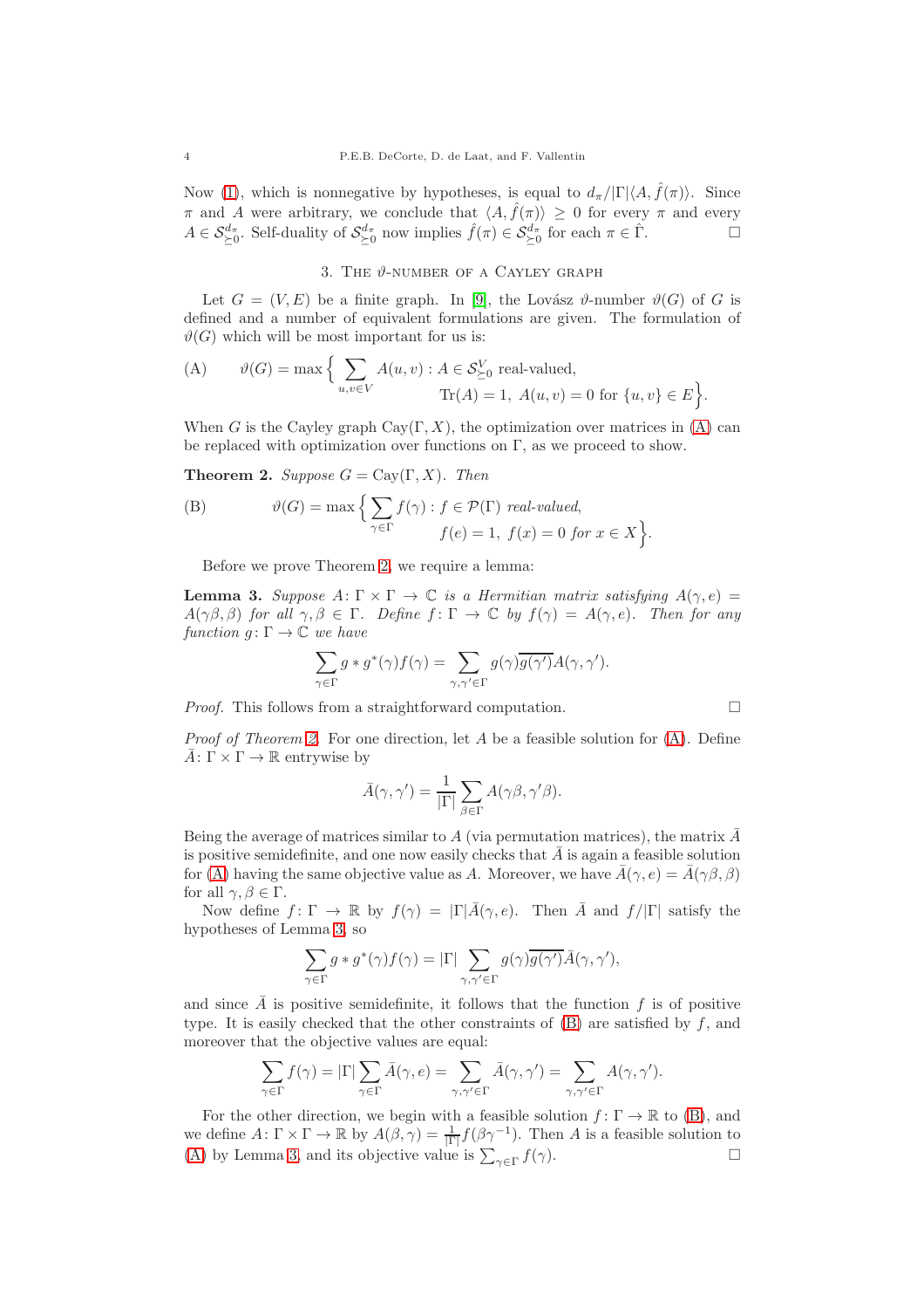Now (1), which is nonnegative by hypotheses, is equal to $d_\pi/|\Gamma|\langle A, \hat{f}(\pi)\rangle$. Since $\pi$ and $A$ were arbitrary, we conclude that $\langle A, \hat{f}(\pi)\rangle \geq 0$ for every $\pi$ and every $A \in \mathcal{S}^{d_\pi}_{\succeq 0}$. Self-duality of $\mathcal{S}^{d_\pi}_{\succeq 0}$ now implies $\hat{f}(\pi) \in \mathcal{S}^{d_\pi}_{\succeq 0}$ for each $\pi \in \hat{\Gamma}$. □

## 3. The $\vartheta$-number of a Cayley graph

Let $G = (V, E)$ be a finite graph. In [9], the Lovász $\vartheta$-number $\vartheta(G)$ of $G$ is defined and a number of equivalent formulations are given. The formulation of $\vartheta(G)$ which will be most important for us is:

$$\text{(A)} \qquad \vartheta(G) = \max\Big\{ \sum_{u,v \in V} A(u,v) : A \in \mathcal{S}^V_{\succeq 0} \text{ real-valued}, \\ \operatorname{Tr}(A) = 1,\ A(u,v) = 0 \text{ for } \{u,v\} \in E\Big\}.$$

When $G$ is the Cayley graph $\operatorname{Cay}(\Gamma, X)$, the optimization over matrices in (A) can be replaced with optimization over functions on $\Gamma$, as we proceed to show.

**Theorem 2.** *Suppose $G = \operatorname{Cay}(\Gamma, X)$. Then*

$$\text{(B)} \qquad \vartheta(G) = \max\Big\{ \sum_{\gamma \in \Gamma} f(\gamma) : f \in \mathcal{P}(\Gamma) \text{ real-valued}, \\ f(e) = 1,\ f(x) = 0 \text{ for } x \in X\Big\}.$$

Before we prove Theorem 2, we require a lemma:

**Lemma 3.** *Suppose $A\colon \Gamma \times \Gamma \to \mathbb{C}$ is a Hermitian matrix satisfying $A(\gamma, e) = A(\gamma\beta, \beta)$ for all $\gamma, \beta \in \Gamma$. Define $f\colon \Gamma \to \mathbb{C}$ by $f(\gamma) = A(\gamma, e)$. Then for any function $g\colon \Gamma \to \mathbb{C}$ we have*

$$\sum_{\gamma \in \Gamma} g * g^*(\gamma) f(\gamma) = \sum_{\gamma, \gamma' \in \Gamma} g(\gamma)\overline{g(\gamma')} A(\gamma, \gamma').$$

*Proof.* This follows from a straightforward computation. □

*Proof of Theorem 2.* For one direction, let $A$ be a feasible solution for (A). Define $\bar{A}\colon \Gamma \times \Gamma \to \mathbb{R}$ entrywise by

$$\bar{A}(\gamma, \gamma') = \frac{1}{|\Gamma|} \sum_{\beta \in \Gamma} A(\gamma\beta, \gamma'\beta).$$

Being the average of matrices similar to $A$ (via permutation matrices), the matrix $\bar{A}$ is positive semidefinite, and one now easily checks that $\bar{A}$ is again a feasible solution for (A) having the same objective value as $A$. Moreover, we have $\bar{A}(\gamma, e) = \bar{A}(\gamma\beta, \beta)$ for all $\gamma, \beta \in \Gamma$.

Now define $f\colon \Gamma \to \mathbb{R}$ by $f(\gamma) = |\Gamma|\bar{A}(\gamma, e)$. Then $\bar{A}$ and $f/|\Gamma|$ satisfy the hypotheses of Lemma 3, so

$$\sum_{\gamma \in \Gamma} g * g^*(\gamma) f(\gamma) = |\Gamma| \sum_{\gamma, \gamma' \in \Gamma} g(\gamma)\overline{g(\gamma')} \bar{A}(\gamma, \gamma'),$$

and since $\bar{A}$ is positive semidefinite, it follows that the function $f$ is of positive type. It is easily checked that the other constraints of (B) are satisfied by $f$, and moreover that the objective values are equal:

$$\sum_{\gamma \in \Gamma} f(\gamma) = |\Gamma| \sum_{\gamma \in \Gamma} \bar{A}(\gamma, e) = \sum_{\gamma, \gamma' \in \Gamma} \bar{A}(\gamma, \gamma') = \sum_{\gamma, \gamma' \in \Gamma} A(\gamma, \gamma').$$

For the other direction, we begin with a feasible solution $f\colon \Gamma \to \mathbb{R}$ to (B), and we define $A\colon \Gamma \times \Gamma \to \mathbb{R}$ by $A(\beta, \gamma) = \frac{1}{|\Gamma|} f(\beta\gamma^{-1})$. Then $A$ is a feasible solution to (A) by Lemma 3, and its objective value is $\sum_{\gamma \in \Gamma} f(\gamma)$. □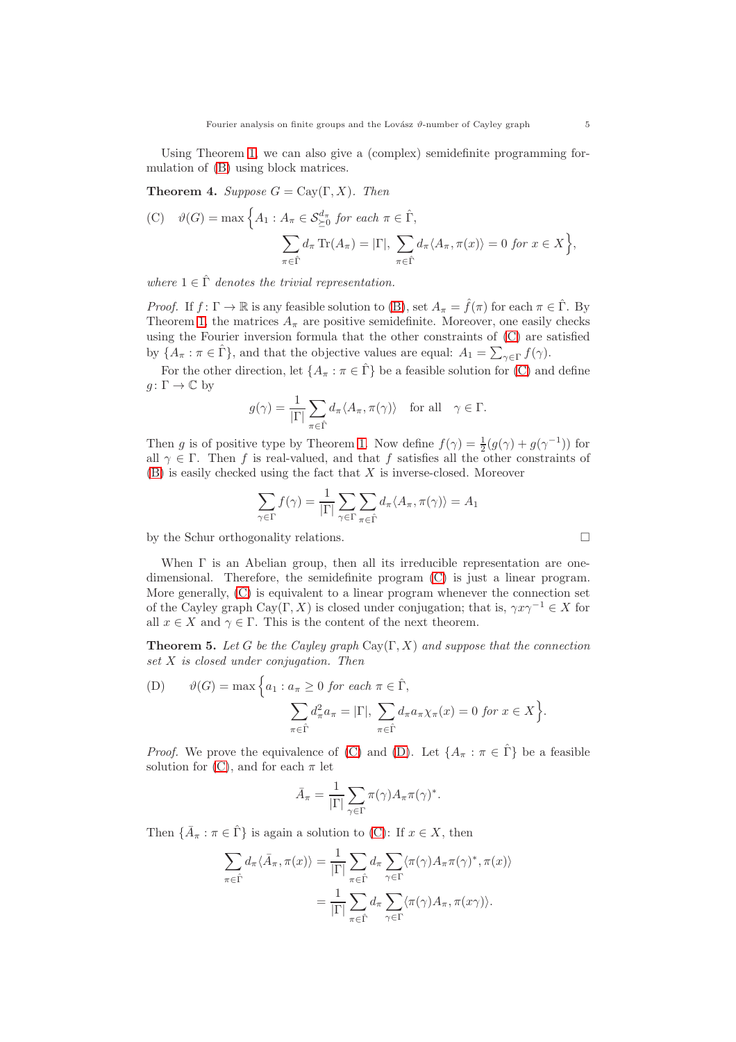Using Theorem 1, we can also give a (complex) semidefinite programming formulation of (B) using block matrices.

**Theorem 4.** *Suppose $G = \mathrm{Cay}(\Gamma, X)$. Then*

$$
\text{(C)}\quad \vartheta(G) = \max\Big\{A_1 : A_\pi \in \mathcal{S}^{d_\pi}_{\succeq 0} \text{ for each } \pi \in \hat{\Gamma},
\sum_{\pi\in\hat{\Gamma}} d_\pi \operatorname{Tr}(A_\pi) = |\Gamma|,\ \sum_{\pi\in\hat{\Gamma}} d_\pi \langle A_\pi, \pi(x)\rangle = 0 \text{ for } x \in X\Big\},
$$

*where $1 \in \hat{\Gamma}$ denotes the trivial representation.*

*Proof.* If $f\colon \Gamma \to \mathbb{R}$ is any feasible solution to (B), set $A_\pi = \hat{f}(\pi)$ for each $\pi \in \hat{\Gamma}$. By Theorem 1, the matrices $A_\pi$ are positive semidefinite. Moreover, one easily checks using the Fourier inversion formula that the other constraints of (C) are satisfied by $\{A_\pi : \pi \in \hat{\Gamma}\}$, and that the objective values are equal: $A_1 = \sum_{\gamma\in\Gamma} f(\gamma)$.

For the other direction, let $\{A_\pi : \pi \in \hat{\Gamma}\}$ be a feasible solution for (C) and define $g\colon \Gamma \to \mathbb{C}$ by

$$
g(\gamma) = \frac{1}{|\Gamma|} \sum_{\pi\in\hat{\Gamma}} d_\pi \langle A_\pi, \pi(\gamma)\rangle \quad \text{for all} \quad \gamma \in \Gamma.
$$

Then $g$ is of positive type by Theorem 1. Now define $f(\gamma) = \frac{1}{2}(g(\gamma) + g(\gamma^{-1}))$ for all $\gamma \in \Gamma$. Then $f$ is real-valued, and that $f$ satisfies all the other constraints of (B) is easily checked using the fact that $X$ is inverse-closed. Moreover

$$
\sum_{\gamma\in\Gamma} f(\gamma) = \frac{1}{|\Gamma|} \sum_{\gamma\in\Gamma} \sum_{\pi\in\hat{\Gamma}} d_\pi \langle A_\pi, \pi(\gamma)\rangle = A_1
$$

by the Schur orthogonality relations. □

When $\Gamma$ is an Abelian group, then all its irreducible representation are one-dimensional. Therefore, the semidefinite program (C) is just a linear program. More generally, (C) is equivalent to a linear program whenever the connection set of the Cayley graph $\mathrm{Cay}(\Gamma, X)$ is closed under conjugation. That is, $\gamma x \gamma^{-1} \in X$ for all $x \in X$ and $\gamma \in \Gamma$. This is the content of the next theorem.

**Theorem 5.** *Let $G$ be the Cayley graph $\mathrm{Cay}(\Gamma, X)$ and suppose that the connection set $X$ is closed under conjugation. Then*

$$
\text{(D)}\qquad \vartheta(G) = \max\Big\{a_1 : a_\pi \geq 0 \text{ for each } \pi \in \hat{\Gamma},
\sum_{\pi\in\hat{\Gamma}} d_\pi^2 a_\pi = |\Gamma|,\ \sum_{\pi\in\hat{\Gamma}} d_\pi a_\pi \chi_\pi(x) = 0 \text{ for } x \in X\Big\}.
$$

*Proof.* We prove the equivalence of (C) and (D). Let $\{A_\pi : \pi \in \hat{\Gamma}\}$ be a feasible solution for (C), and for each $\pi$ let

$$
\bar{A}_\pi = \frac{1}{|\Gamma|} \sum_{\gamma\in\Gamma} \pi(\gamma) A_\pi \pi(\gamma)^*.
$$

Then $\{\bar{A}_\pi : \pi \in \hat{\Gamma}\}$ is again a solution to (C): If $x \in X$, then

$$
\begin{aligned}
\sum_{\pi\in\hat{\Gamma}} d_\pi \langle \bar{A}_\pi, \pi(x)\rangle &= \frac{1}{|\Gamma|} \sum_{\pi\in\hat{\Gamma}} d_\pi \sum_{\gamma\in\Gamma} \langle \pi(\gamma) A_\pi \pi(\gamma)^*, \pi(x)\rangle \\
&= \frac{1}{|\Gamma|} \sum_{\pi\in\hat{\Gamma}} d_\pi \sum_{\gamma\in\Gamma} \langle \pi(\gamma) A_\pi, \pi(x\gamma)\rangle.
\end{aligned}
$$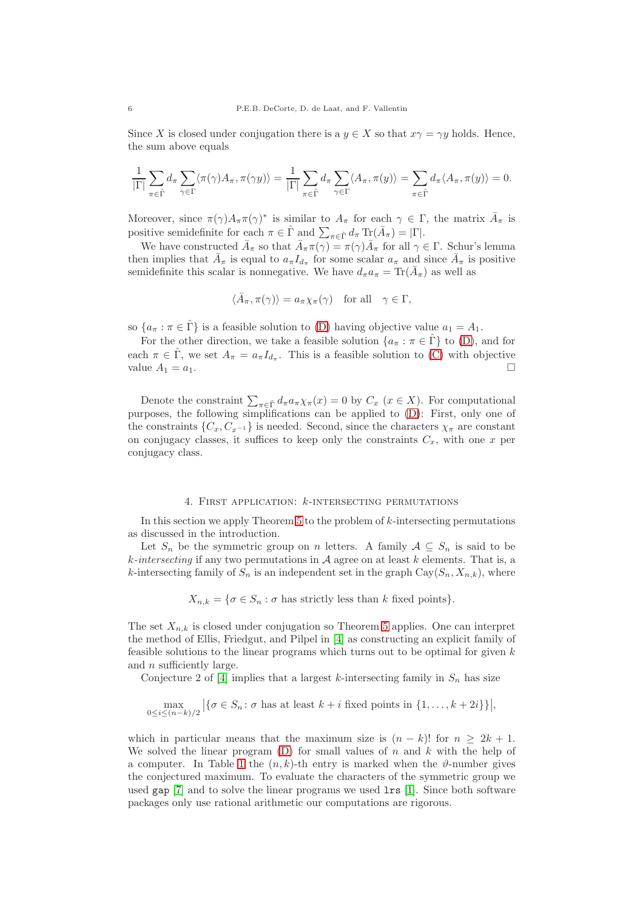Since $X$ is closed under conjugation there is a $y \in X$ so that $x\gamma = \gamma y$ holds. Hence, the sum above equals

$$\frac{1}{|\Gamma|}\sum_{\pi\in\hat{\Gamma}} d_\pi \sum_{\gamma\in\Gamma}\langle \pi(\gamma)A_\pi, \pi(\gamma y)\rangle = \frac{1}{|\Gamma|}\sum_{\pi\in\hat{\Gamma}} d_\pi \sum_{\gamma\in\Gamma}\langle A_\pi, \pi(y)\rangle = \sum_{\pi\in\hat{\Gamma}} d_\pi \langle A_\pi, \pi(y)\rangle = 0.$$

Moreover, since $\pi(\gamma)A_\pi\pi(\gamma)^*$ is similar to $A_\pi$ for each $\gamma \in \Gamma$, the matrix $\bar{A}_\pi$ is positive semidefinite for each $\pi \in \hat{\Gamma}$ and $\sum_{\pi\in\hat{\Gamma}} d_\pi \operatorname{Tr}(\bar{A}_\pi) = |\Gamma|$.

We have constructed $\bar{A}_\pi$ so that $\bar{A}_\pi\pi(\gamma) = \pi(\gamma)\bar{A}_\pi$ for all $\gamma \in \Gamma$. Schur's lemma then implies that $\bar{A}_\pi$ is equal to $a_\pi I_{d_\pi}$ for some scalar $a_\pi$ and since $\bar{A}_\pi$ is positive semidefinite this scalar is nonnegative. We have $d_\pi a_\pi = \operatorname{Tr}(\bar{A}_\pi)$ as well as

$$\langle \bar{A}_\pi, \pi(\gamma)\rangle = a_\pi \chi_\pi(\gamma) \quad \text{for all} \quad \gamma \in \Gamma,$$

so $\{a_\pi : \pi \in \hat{\Gamma}\}$ is a feasible solution to (D) having objective value $a_1 = A_1$.

For the other direction, we take a feasible solution $\{a_\pi : \pi \in \hat{\Gamma}\}$ to (D), and for each $\pi \in \hat{\Gamma}$, we set $A_\pi = a_\pi I_{d_\pi}$. This is a feasible solution to (C) with objective value $A_1 = a_1$. □

Denote the constraint $\sum_{\pi\in\hat{\Gamma}} d_\pi a_\pi \chi_\pi(x) = 0$ by $C_x$ ($x \in X$). For computational purposes, the following simplifications can be applied to (D): First, only one of the constraints $\{C_x, C_{x^{-1}}\}$ is needed. Second, since the characters $\chi_\pi$ are constant on conjugacy classes, it suffices to keep only the constraints $C_x$, with one $x$ per conjugacy class.

## 4. First application: $k$-intersecting permutations

In this section we apply Theorem 5 to the problem of $k$-intersecting permutations as discussed in the introduction.

Let $S_n$ be the symmetric group on $n$ letters. A family $\mathcal{A} \subseteq S_n$ is said to be *$k$-intersecting* if any two permutations in $\mathcal{A}$ agree on at least $k$ elements. That is, a $k$-intersecting family of $S_n$ is an independent set in the graph $\operatorname{Cay}(S_n, X_{n,k})$, where

$$X_{n,k} = \{\sigma \in S_n : \sigma \text{ has strictly less than } k \text{ fixed points}\}.$$

The set $X_{n,k}$ is closed under conjugation so Theorem 5 applies. One can interpret the method of Ellis, Friedgut, and Pilpel in [4] as constructing an explicit family of feasible solutions to the linear programs which turns out to be optimal for given $k$ and $n$ sufficiently large.

Conjecture 2 of [4] implies that a largest $k$-intersecting family in $S_n$ has size

$$\max_{0\leq i\leq (n-k)/2} \left|\{\sigma \in S_n \colon \sigma \text{ has at least } k+i \text{ fixed points in } \{1,\ldots,k+2i\}\}\right|,$$

which in particular means that the maximum size is $(n-k)!$ for $n \geq 2k+1$. We solved the linear program (D) for small values of $n$ and $k$ with the help of a computer. In Table 1 the $(n,k)$-th entry is marked when the $\vartheta$-number gives the conjectured maximum. To evaluate the characters of the symmetric group we used `gap` [7] and to solve the linear programs we used `lrs` [1]. Since both software packages only use rational arithmetic our computations are rigorous.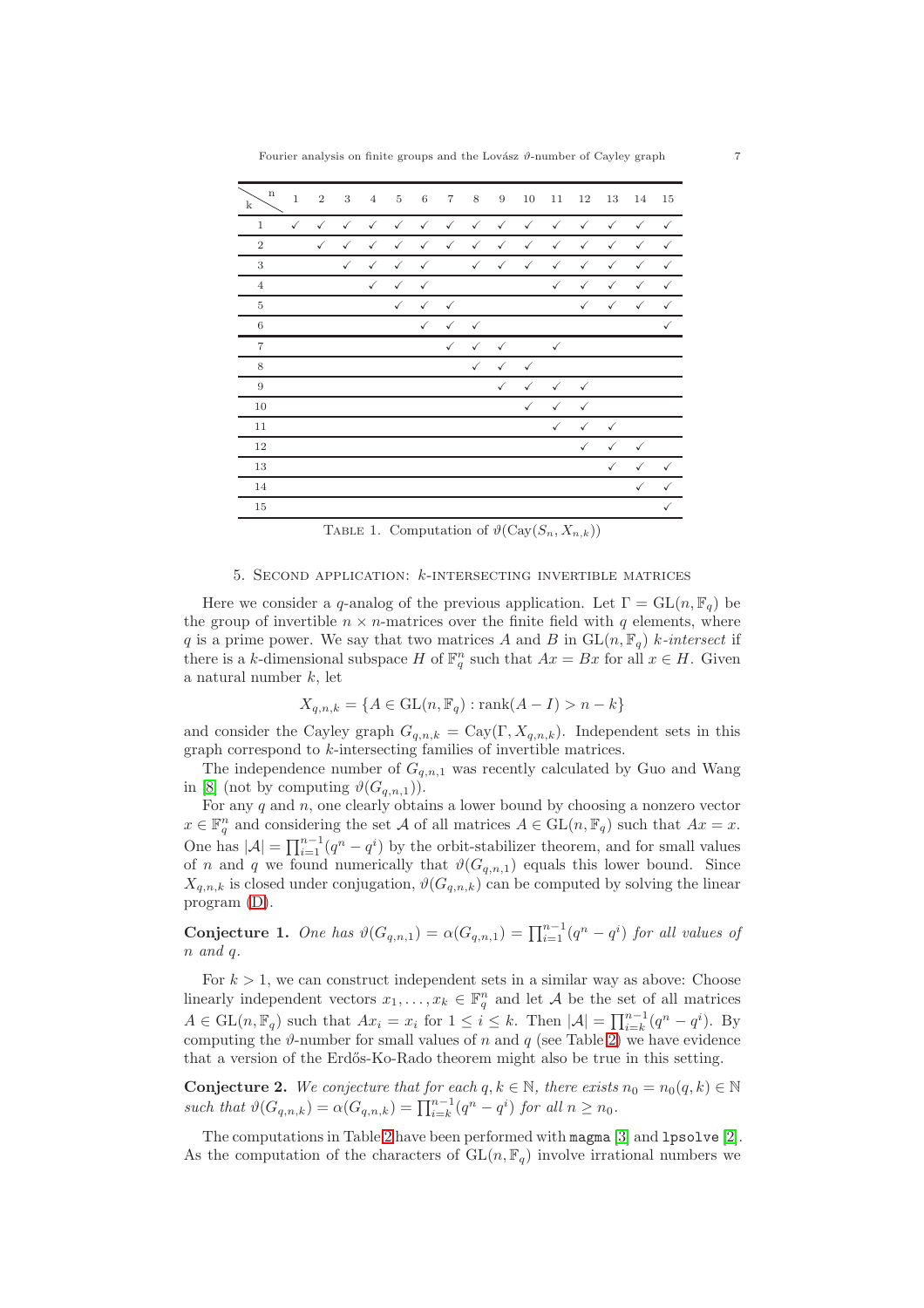| k \ n | 1 | 2 | 3 | 4 | 5 | 6 | 7 | 8 | 9 | 10 | 11 | 12 | 13 | 14 | 15 |
|---|---|---|---|---|---|---|---|---|---|---|---|---|---|---|---|
| 1 | ✓ | ✓ | ✓ | ✓ | ✓ | ✓ | ✓ | ✓ | ✓ | ✓ | ✓ | ✓ | ✓ | ✓ | ✓ |
| 2 | | ✓ | ✓ | ✓ | ✓ | ✓ | ✓ | ✓ | ✓ | ✓ | ✓ | ✓ | ✓ | ✓ | ✓ |
| 3 | | | ✓ | ✓ | ✓ | ✓ | | ✓ | ✓ | ✓ | ✓ | ✓ | ✓ | ✓ | ✓ |
| 4 | | | | ✓ | ✓ | ✓ | | | | | ✓ | ✓ | ✓ | ✓ | ✓ |
| 5 | | | | | ✓ | ✓ | ✓ | | | | | ✓ | ✓ | ✓ | ✓ |
| 6 | | | | | | ✓ | ✓ | ✓ | | | | | | | ✓ |
| 7 | | | | | | | ✓ | ✓ | ✓ | | ✓ | | | | |
| 8 | | | | | | | | ✓ | ✓ | ✓ | | | | | |
| 9 | | | | | | | | | ✓ | ✓ | ✓ | ✓ | | | |
| 10 | | | | | | | | | | ✓ | ✓ | ✓ | | | |
| 11 | | | | | | | | | | | ✓ | ✓ | ✓ | | |
| 12 | | | | | | | | | | | | ✓ | ✓ | ✓ | |
| 13 | | | | | | | | | | | | | ✓ | ✓ | ✓ |
| 14 | | | | | | | | | | | | | | ✓ | ✓ |
| 15 | | | | | | | | | | | | | | | ✓ |

Table 1. Computation of $\vartheta(\mathrm{Cay}(S_n, X_{n,k}))$

## 5. Second application: $k$-intersecting invertible matrices

Here we consider a $q$-analog of the previous application. Let $\Gamma = \mathrm{GL}(n, \mathbb{F}_q)$ be the group of invertible $n \times n$-matrices over the finite field with $q$ elements, where $q$ is a prime power. We say that two matrices $A$ and $B$ in $\mathrm{GL}(n, \mathbb{F}_q)$ *$k$-intersect* if there is a $k$-dimensional subspace $H$ of $\mathbb{F}_q^n$ such that $Ax = Bx$ for all $x \in H$. Given a natural number $k$, let

$$X_{q,n,k} = \{A \in \mathrm{GL}(n, \mathbb{F}_q) : \mathrm{rank}(A - I) > n - k\}$$

and consider the Cayley graph $G_{q,n,k} = \mathrm{Cay}(\Gamma, X_{q,n,k})$. Independent sets in this graph correspond to $k$-intersecting families of invertible matrices.

The independence number of $G_{q,n,1}$ was recently calculated by Guo and Wang in [8] (not by computing $\vartheta(G_{q,n,1})$).

For any $q$ and $n$, one clearly obtains a lower bound by choosing a nonzero vector $x \in \mathbb{F}_q^n$ and considering the set $\mathcal{A}$ of all matrices $A \in \mathrm{GL}(n, \mathbb{F}_q)$ such that $Ax = x$. One has $|\mathcal{A}| = \prod_{i=1}^{n-1}(q^n - q^i)$ by the orbit-stabilizer theorem, and for small values of $n$ and $q$ we found numerically that $\vartheta(G_{q,n,1})$ equals this lower bound. Since $X_{q,n,k}$ is closed under conjugation, $\vartheta(G_{q,n,k})$ can be computed by solving the linear program (D).

**Conjecture 1.** *One has $\vartheta(G_{q,n,1}) = \alpha(G_{q,n,1}) = \prod_{i=1}^{n-1}(q^n - q^i)$ for all values of $n$ and $q$.*

For $k > 1$, we can construct independent sets in a similar way as above: Choose linearly independent vectors $x_1, \ldots, x_k \in \mathbb{F}_q^n$ and let $\mathcal{A}$ be the set of all matrices $A \in \mathrm{GL}(n, \mathbb{F}_q)$ such that $Ax_i = x_i$ for $1 \leq i \leq k$. Then $|\mathcal{A}| = \prod_{i=k}^{n-1}(q^n - q^i)$. By computing the $\vartheta$-number for small values of $n$ and $q$ (see Table 2) we have evidence that a version of the Erdős-Ko-Rado theorem might also be true in this setting.

**Conjecture 2.** *We conjecture that for each $q, k \in \mathbb{N}$, there exists $n_0 = n_0(q, k) \in \mathbb{N}$ such that $\vartheta(G_{q,n,k}) = \alpha(G_{q,n,k}) = \prod_{i=k}^{n-1}(q^n - q^i)$ for all $n \geq n_0$.*

The computations in Table 2 have been performed with `magma` [3] and `lpsolve` [2]. As the computation of the characters of $\mathrm{GL}(n, \mathbb{F}_q)$ involve irrational numbers we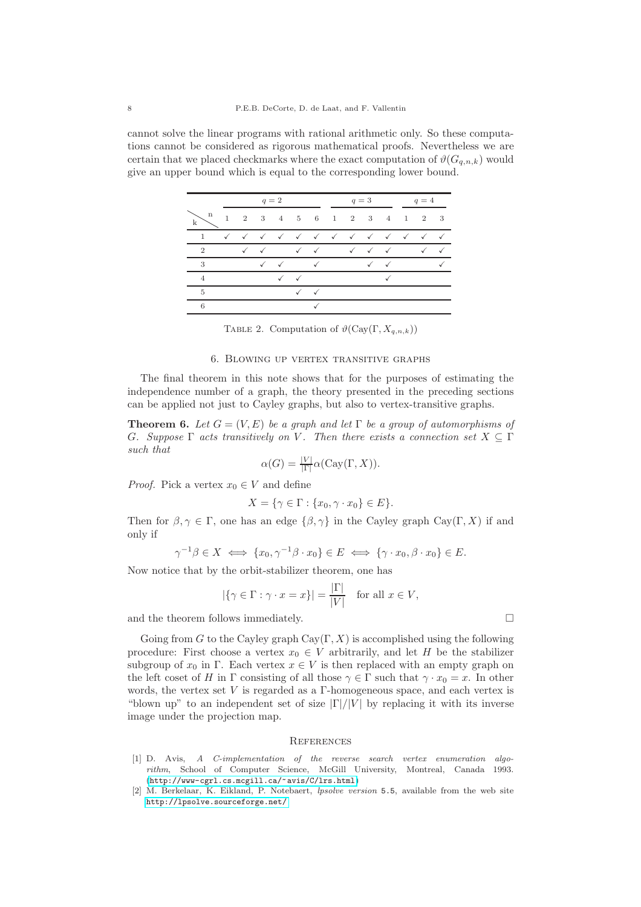cannot solve the linear programs with rational arithmetic only. So these computations cannot be considered as rigorous mathematical proofs. Nevertheless we are certain that we placed checkmarks where the exact computation of $\vartheta(G_{q,n,k})$ would give an upper bound which is equal to the corresponding lower bound.

| | $q=2$ | | | | | | $q=3$ | | | | $q=4$ | | |
|---|---|---|---|---|---|---|---|---|---|---|---|---|---|
| k \ n | 1 | 2 | 3 | 4 | 5 | 6 | 1 | 2 | 3 | 4 | 1 | 2 | 3 |
| 1 | ✓ | ✓ | ✓ | ✓ | ✓ | ✓ | ✓ | ✓ | ✓ | ✓ | ✓ | ✓ | ✓ |
| 2 | | ✓ | ✓ | | ✓ | ✓ | | ✓ | ✓ | ✓ | | ✓ | ✓ |
| 3 | | | ✓ | ✓ | | ✓ | | | ✓ | ✓ | | | ✓ |
| 4 | | | | ✓ | ✓ | | | | | ✓ | | | |
| 5 | | | | | ✓ | ✓ | | | | | | | |
| 6 | | | | | | ✓ | | | | | | | |

Table 2. Computation of $\vartheta(\mathrm{Cay}(\Gamma, X_{q,n,k}))$

## 6. Blowing up vertex transitive graphs

The final theorem in this note shows that for the purposes of estimating the independence number of a graph, the theory presented in the preceding sections can be applied not just to Cayley graphs, but also to vertex-transitive graphs.

**Theorem 6.** *Let $G = (V, E)$ be a graph and let $\Gamma$ be a group of automorphisms of $G$. Suppose $\Gamma$ acts transitively on $V$. Then there exists a connection set $X \subseteq \Gamma$ such that*

$$\alpha(G) = \tfrac{|V|}{|\Gamma|}\alpha(\mathrm{Cay}(\Gamma, X)).$$

*Proof.* Pick a vertex $x_0 \in V$ and define

$$X = \{\gamma \in \Gamma : \{x_0, \gamma \cdot x_0\} \in E\}.$$

Then for $\beta, \gamma \in \Gamma$, one has an edge $\{\beta, \gamma\}$ in the Cayley graph $\mathrm{Cay}(\Gamma, X)$ if and only if

$$\gamma^{-1}\beta \in X \iff \{x_0, \gamma^{-1}\beta \cdot x_0\} \in E \iff \{\gamma \cdot x_0, \beta \cdot x_0\} \in E.$$

Now notice that by the orbit-stabilizer theorem, one has

$$|\{\gamma \in \Gamma : \gamma \cdot x = x\}| = \frac{|\Gamma|}{|V|} \quad \text{for all } x \in V,$$

and the theorem follows immediately. □

Going from $G$ to the Cayley graph $\mathrm{Cay}(\Gamma, X)$ is accomplished using the following procedure: First choose a vertex $x_0 \in V$ arbitrarily, and let $H$ be the stabilizer subgroup of $x_0$ in $\Gamma$. Each vertex $x \in V$ is then replaced with an empty graph on the left coset of $H$ in $\Gamma$ consisting of all those $\gamma \in \Gamma$ such that $\gamma \cdot x_0 = x$. In other words, the vertex set $V$ is regarded as a $\Gamma$-homogeneous space, and each vertex is "blown up" to an independent set of size $|\Gamma|/|V|$ by replacing it with its inverse image under the projection map.

## References

[1] D. Avis, *A C-implementation of the reverse search vertex enumeration algorithm*, School of Computer Science, McGill University, Montreal, Canada 1993. (http://www-cgrl.cs.mcgill.ca/~avis/C/lrs.html)

[2] M. Berkelaar, K. Eikland, P. Notebaert, *lpsolve version* 5.5, available from the web site http://lpsolve.sourceforge.net/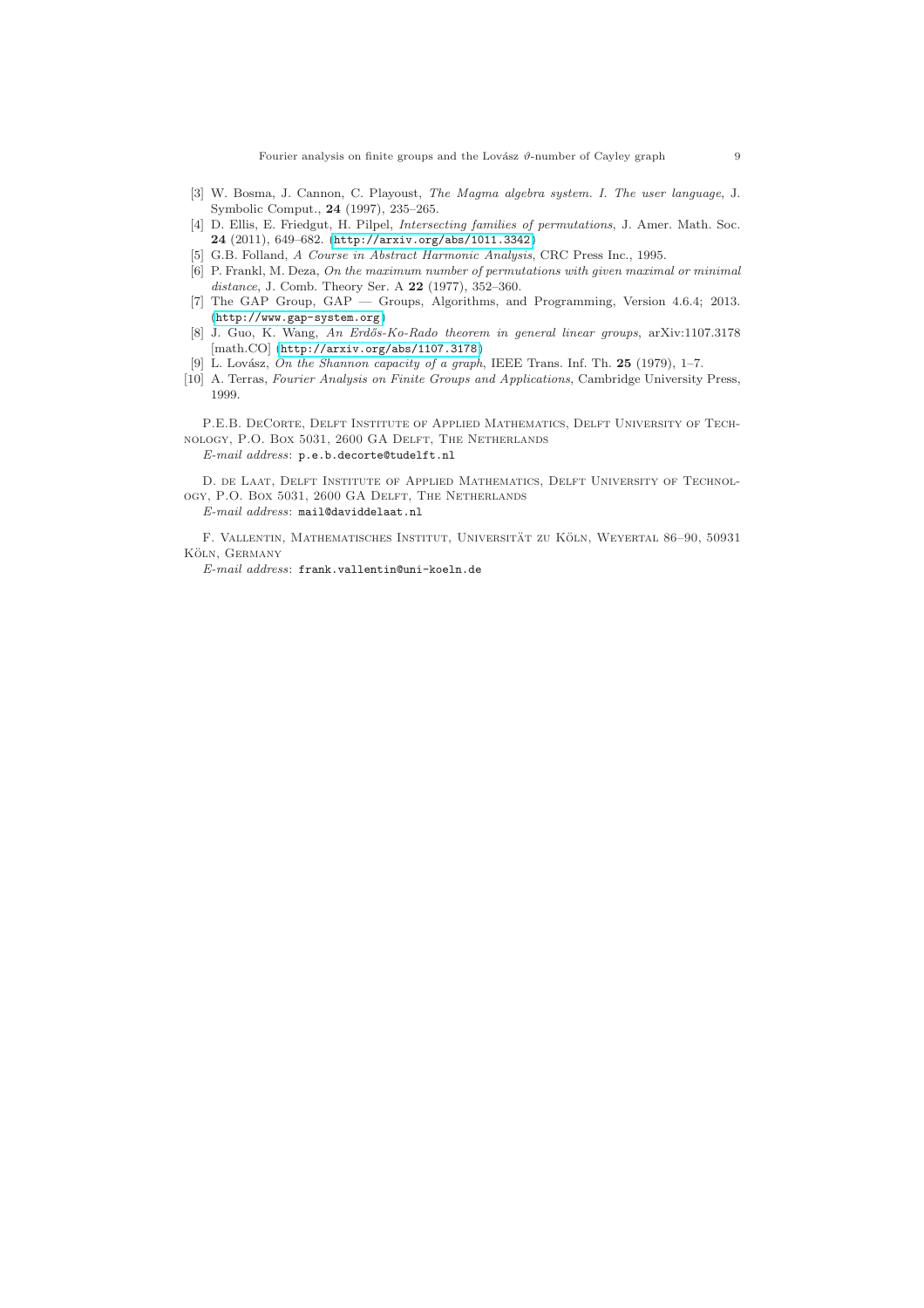[3] W. Bosma, J. Cannon, C. Playoust, *The Magma algebra system. I. The user language*, J. Symbolic Comput., **24** (1997), 235–265.

[4] D. Ellis, E. Friedgut, H. Pilpel, *Intersecting families of permutations*, J. Amer. Math. Soc. **24** (2011), 649–682. (http://arxiv.org/abs/1011.3342)

[5] G.B. Folland, *A Course in Abstract Harmonic Analysis*, CRC Press Inc., 1995.

[6] P. Frankl, M. Deza, *On the maximum number of permutations with given maximal or minimal distance*, J. Comb. Theory Ser. A **22** (1977), 352–360.

[7] The GAP Group, GAP — Groups, Algorithms, and Programming, Version 4.6.4; 2013. (http://www.gap-system.org)

[8] J. Guo, K. Wang, *An Erdős-Ko-Rado theorem in general linear groups*, arXiv:1107.3178 [math.CO] (http://arxiv.org/abs/1107.3178)

[9] L. Lovász, *On the Shannon capacity of a graph*, IEEE Trans. Inf. Th. **25** (1979), 1–7.

[10] A. Terras, *Fourier Analysis on Finite Groups and Applications*, Cambridge University Press, 1999.

P.E.B. DeCorte, Delft Institute of Applied Mathematics, Delft University of Technology, P.O. Box 5031, 2600 GA Delft, The Netherlands

*E-mail address*: p.e.b.decorte@tudelft.nl

D. de Laat, Delft Institute of Applied Mathematics, Delft University of Technology, P.O. Box 5031, 2600 GA Delft, The Netherlands

*E-mail address*: mail@daviddelaat.nl

F. Vallentin, Mathematisches Institut, Universität zu Köln, Weyertal 86–90, 50931 Köln, Germany

*E-mail address*: frank.vallentin@uni-koeln.de